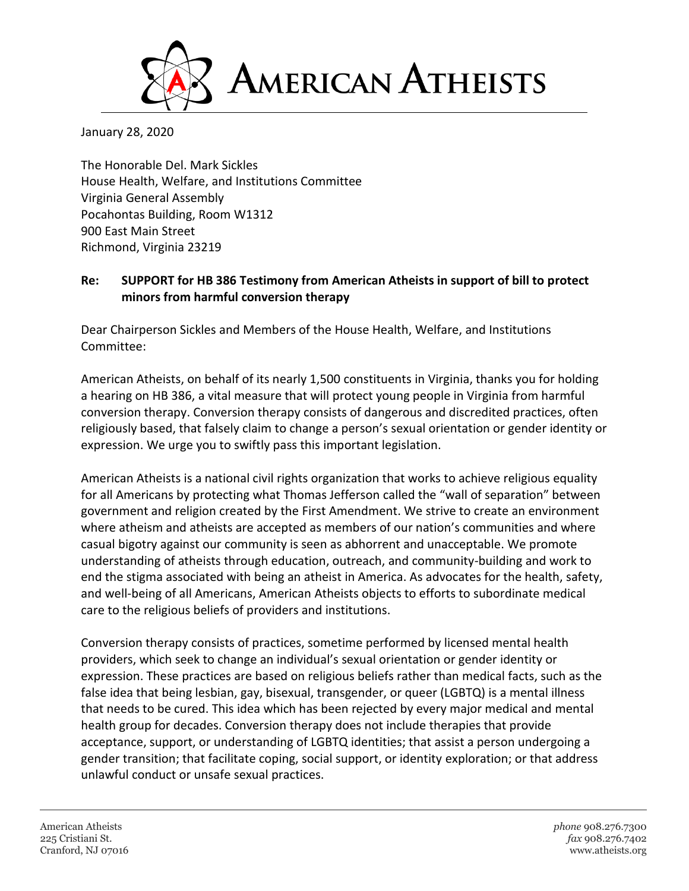# AMERICAN ATHEISTS

January 28, 2020

The Honorable Del. Mark Sickles
House Health, Welfare, and Institutions Committee
Virginia General Assembly
Pocahontas Building, Room W1312
900 East Main Street
Richmond, Virginia 23219

**Re: SUPPORT for HB 386 Testimony from American Atheists in support of bill to protect minors from harmful conversion therapy**

Dear Chairperson Sickles and Members of the House Health, Welfare, and Institutions Committee:

American Atheists, on behalf of its nearly 1,500 constituents in Virginia, thanks you for holding a hearing on HB 386, a vital measure that will protect young people in Virginia from harmful conversion therapy. Conversion therapy consists of dangerous and discredited practices, often religiously based, that falsely claim to change a person's sexual orientation or gender identity or expression. We urge you to swiftly pass this important legislation.

American Atheists is a national civil rights organization that works to achieve religious equality for all Americans by protecting what Thomas Jefferson called the "wall of separation" between government and religion created by the First Amendment. We strive to create an environment where atheism and atheists are accepted as members of our nation's communities and where casual bigotry against our community is seen as abhorrent and unacceptable. We promote understanding of atheists through education, outreach, and community-building and work to end the stigma associated with being an atheist in America. As advocates for the health, safety, and well-being of all Americans, American Atheists objects to efforts to subordinate medical care to the religious beliefs of providers and institutions.

Conversion therapy consists of practices, sometime performed by licensed mental health providers, which seek to change an individual's sexual orientation or gender identity or expression. These practices are based on religious beliefs rather than medical facts, such as the false idea that being lesbian, gay, bisexual, transgender, or queer (LGBTQ) is a mental illness that needs to be cured. This idea which has been rejected by every major medical and mental health group for decades. Conversion therapy does not include therapies that provide acceptance, support, or understanding of LGBTQ identities; that assist a person undergoing a gender transition; that facilitate coping, social support, or identity exploration; or that address unlawful conduct or unsafe sexual practices.

American Atheists
225 Cristiani St.
Cranford, NJ 07016

*phone* 908.276.7300
*fax* 908.276.7402
www.atheists.org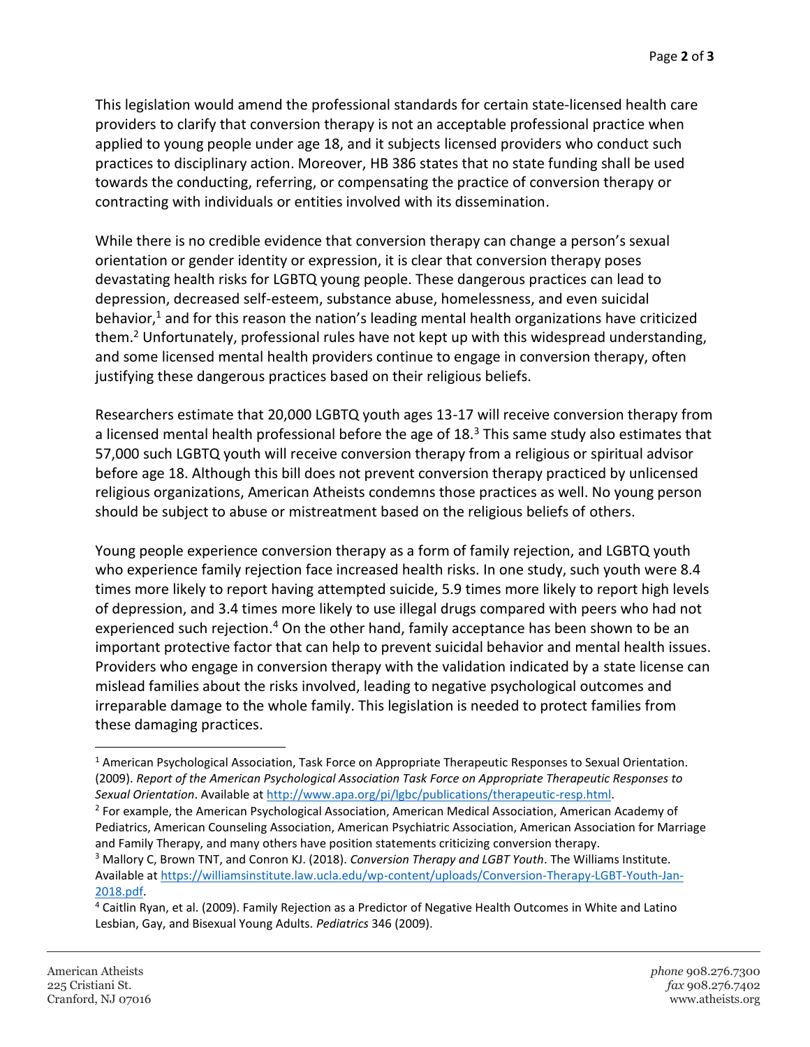This legislation would amend the professional standards for certain state-licensed health care providers to clarify that conversion therapy is not an acceptable professional practice when applied to young people under age 18, and it subjects licensed providers who conduct such practices to disciplinary action. Moreover, HB 386 states that no state funding shall be used towards the conducting, referring, or compensating the practice of conversion therapy or contracting with individuals or entities involved with its dissemination.

While there is no credible evidence that conversion therapy can change a person's sexual orientation or gender identity or expression, it is clear that conversion therapy poses devastating health risks for LGBTQ young people. These dangerous practices can lead to depression, decreased self-esteem, substance abuse, homelessness, and even suicidal behavior,[1] and for this reason the nation's leading mental health organizations have criticized them.[2] Unfortunately, professional rules have not kept up with this widespread understanding, and some licensed mental health providers continue to engage in conversion therapy, often justifying these dangerous practices based on their religious beliefs.

Researchers estimate that 20,000 LGBTQ youth ages 13-17 will receive conversion therapy from a licensed mental health professional before the age of 18.[3] This same study also estimates that 57,000 such LGBTQ youth will receive conversion therapy from a religious or spiritual advisor before age 18. Although this bill does not prevent conversion therapy practiced by unlicensed religious organizations, American Atheists condemns those practices as well. No young person should be subject to abuse or mistreatment based on the religious beliefs of others.

Young people experience conversion therapy as a form of family rejection, and LGBTQ youth who experience family rejection face increased health risks. In one study, such youth were 8.4 times more likely to report having attempted suicide, 5.9 times more likely to report high levels of depression, and 3.4 times more likely to use illegal drugs compared with peers who had not experienced such rejection.[4] On the other hand, family acceptance has been shown to be an important protective factor that can help to prevent suicidal behavior and mental health issues. Providers who engage in conversion therapy with the validation indicated by a state license can mislead families about the risks involved, leading to negative psychological outcomes and irreparable damage to the whole family. This legislation is needed to protect families from these damaging practices.

---

[1] American Psychological Association, Task Force on Appropriate Therapeutic Responses to Sexual Orientation. (2009). *Report of the American Psychological Association Task Force on Appropriate Therapeutic Responses to Sexual Orientation*. Available at http://www.apa.org/pi/lgbc/publications/therapeutic-resp.html.

[2] For example, the American Psychological Association, American Medical Association, American Academy of Pediatrics, American Counseling Association, American Psychiatric Association, American Association for Marriage and Family Therapy, and many others have position statements criticizing conversion therapy.

[3] Mallory C, Brown TNT, and Conron KJ. (2018). *Conversion Therapy and LGBT Youth*. The Williams Institute. Available at https://williamsinstitute.law.ucla.edu/wp-content/uploads/Conversion-Therapy-LGBT-Youth-Jan-2018.pdf.

[4] Caitlin Ryan, et al. (2009). Family Rejection as a Predictor of Negative Health Outcomes in White and Latino Lesbian, Gay, and Bisexual Young Adults. *Pediatrics* 346 (2009).

American Atheists
225 Cristiani St.
Cranford, NJ 07016

*phone* 908.276.7300
*fax* 908.276.7402
www.atheists.org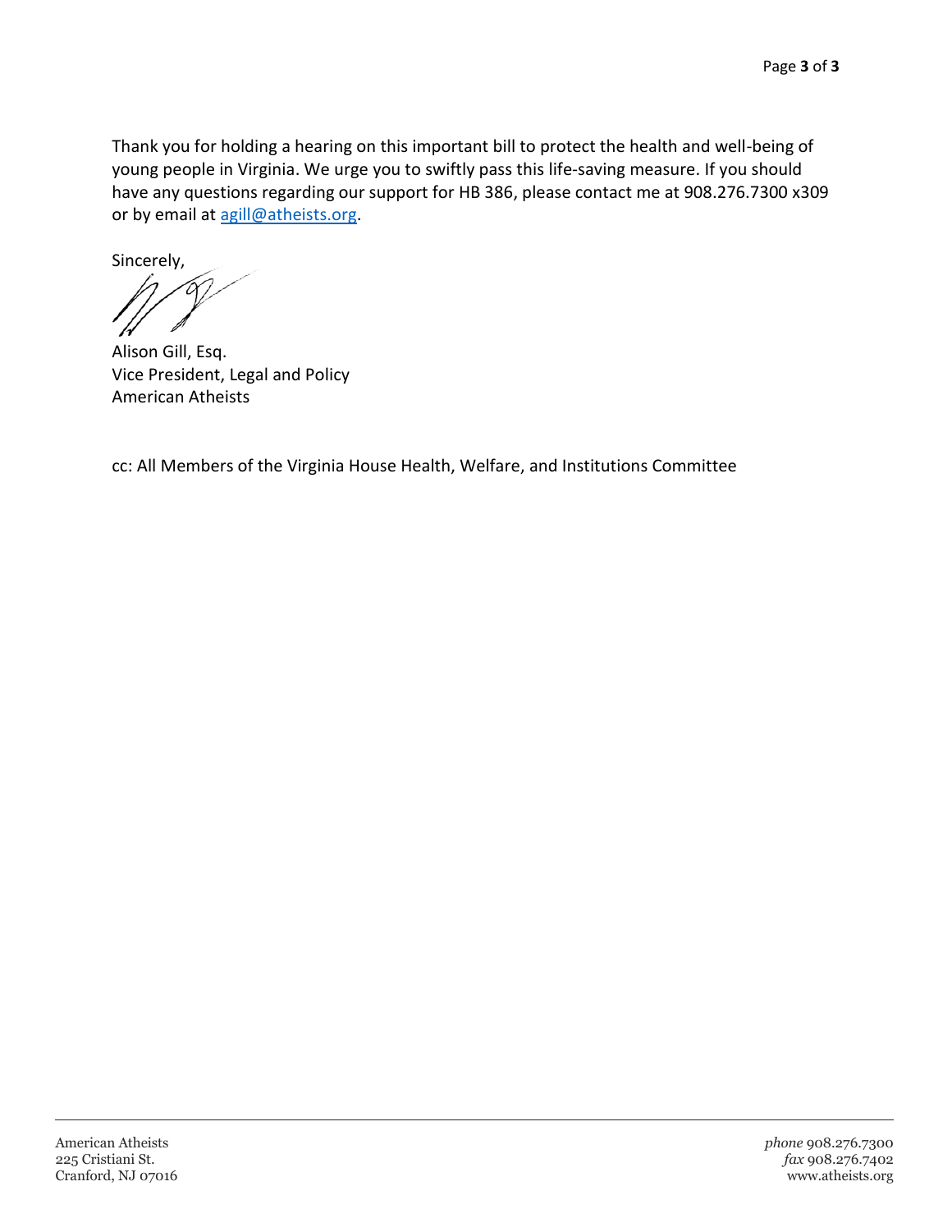Thank you for holding a hearing on this important bill to protect the health and well-being of young people in Virginia. We urge you to swiftly pass this life-saving measure. If you should have any questions regarding our support for HB 386, please contact me at 908.276.7300 x309 or by email at [agill@atheists.org](mailto:agill@atheists.org).

Sincerely,

Alison Gill, Esq.
Vice President, Legal and Policy
American Atheists

cc: All Members of the Virginia House Health, Welfare, and Institutions Committee

American Atheists
225 Cristiani St.
Cranford, NJ 07016

*phone* 908.276.7300
*fax* 908.276.7402
www.atheists.org